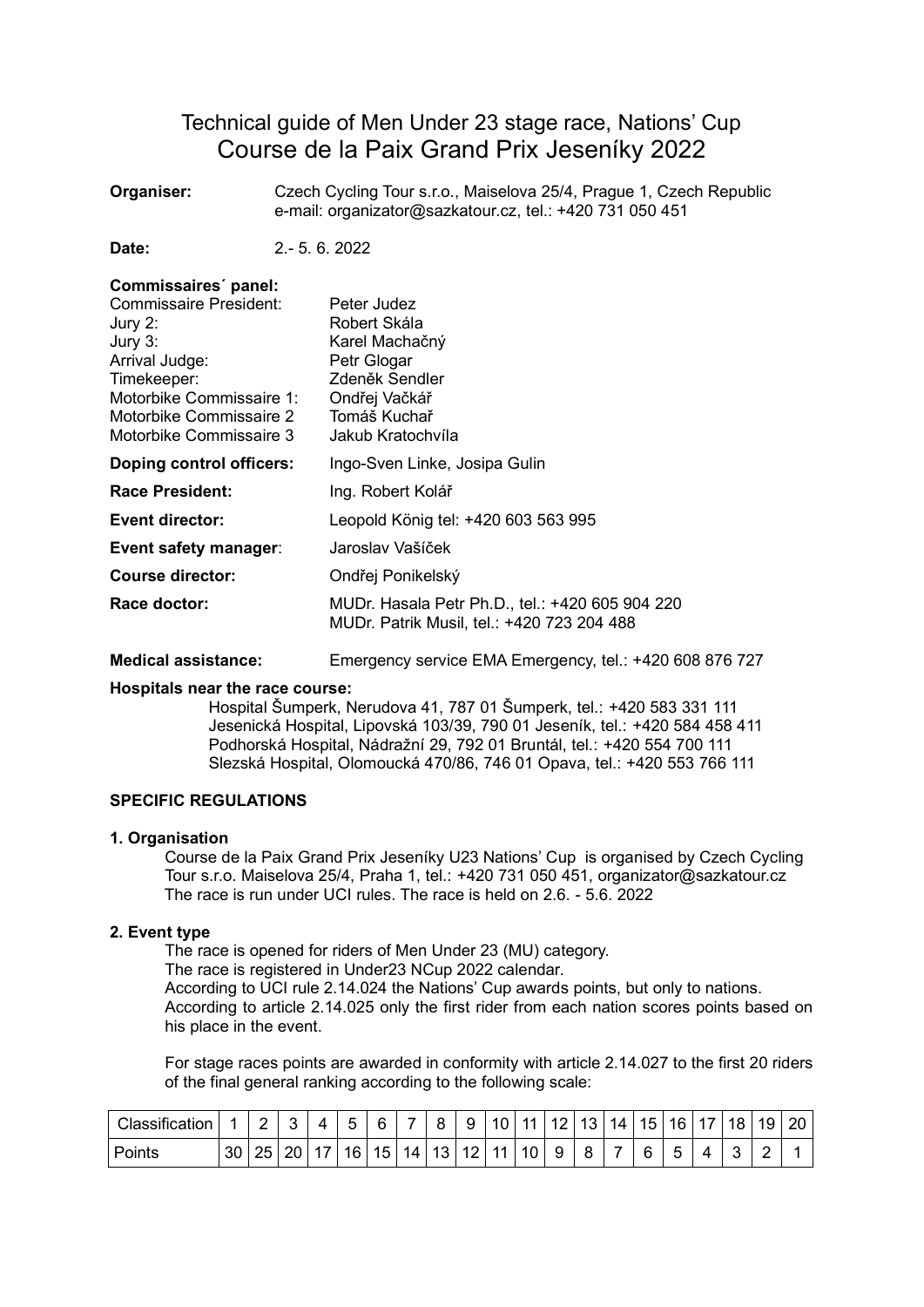# Technical guide of Men Under 23 stage race, Nations' Cup
# Course de la Paix Grand Prix Jeseníky 2022

**Organiser:** Czech Cycling Tour s.r.o., Maiselova 25/4, Prague 1, Czech Republic
e-mail: organizator@sazkatour.cz, tel.: +420 731 050 451

**Date:** 2.- 5. 6. 2022

**Commissaires´ panel:**

Commissaire President: Peter Judez
Jury 2: Robert Skála
Jury 3: Karel Machačný
Arrival Judge: Petr Glogar
Timekeeper: Zdeněk Sendler
Motorbike Commissaire 1: Ondřej Vačkář
Motorbike Commissaire 2 Tomáš Kuchař
Motorbike Commissaire 3 Jakub Kratochvíla

**Doping control officers:** Ingo-Sven Linke, Josipa Gulin

**Race President:** Ing. Robert Kolář

**Event director:** Leopold König tel: +420 603 563 995

**Event safety manager**: Jaroslav Vašíček

**Course director:** Ondřej Ponikelský

**Race doctor:** MUDr. Hasala Petr Ph.D., tel.: +420 605 904 220
MUDr. Patrik Musil, tel.: +420 723 204 488

**Medical assistance:** Emergency service EMA Emergency, tel.: +420 608 876 727

**Hospitals near the race course:**

Hospital Šumperk, Nerudova 41, 787 01 Šumperk, tel.: +420 583 331 111
Jesenická Hospital, Lipovská 103/39, 790 01 Jeseník, tel.: +420 584 458 411
Podhorská Hospital, Nádražní 29, 792 01 Bruntál, tel.: +420 554 700 111
Slezská Hospital, Olomoucká 470/86, 746 01 Opava, tel.: +420 553 766 111

## SPECIFIC REGULATIONS

### 1. Organisation

Course de la Paix Grand Prix Jeseníky U23 Nations' Cup is organised by Czech Cycling Tour s.r.o. Maiselova 25/4, Praha 1, tel.: +420 731 050 451, organizator@sazkatour.cz
The race is run under UCI rules. The race is held on 2.6. - 5.6. 2022

### 2. Event type

The race is opened for riders of Men Under 23 (MU) category.
The race is registered in Under23 NCup 2022 calendar.
According to UCI rule 2.14.024 the Nations' Cup awards points, but only to nations.
According to article 2.14.025 only the first rider from each nation scores points based on his place in the event.

For stage races points are awarded in conformity with article 2.14.027 to the first 20 riders of the final general ranking according to the following scale:

| Classification | 1 | 2 | 3 | 4 | 5 | 6 | 7 | 8 | 9 | 10 | 11 | 12 | 13 | 14 | 15 | 16 | 17 | 18 | 19 | 20 |
|---|---|---|---|---|---|---|---|---|---|---|---|---|---|---|---|---|---|---|---|---|
| Points | 30 | 25 | 20 | 17 | 16 | 15 | 14 | 13 | 12 | 11 | 10 | 9 | 8 | 7 | 6 | 5 | 4 | 3 | 2 | 1 |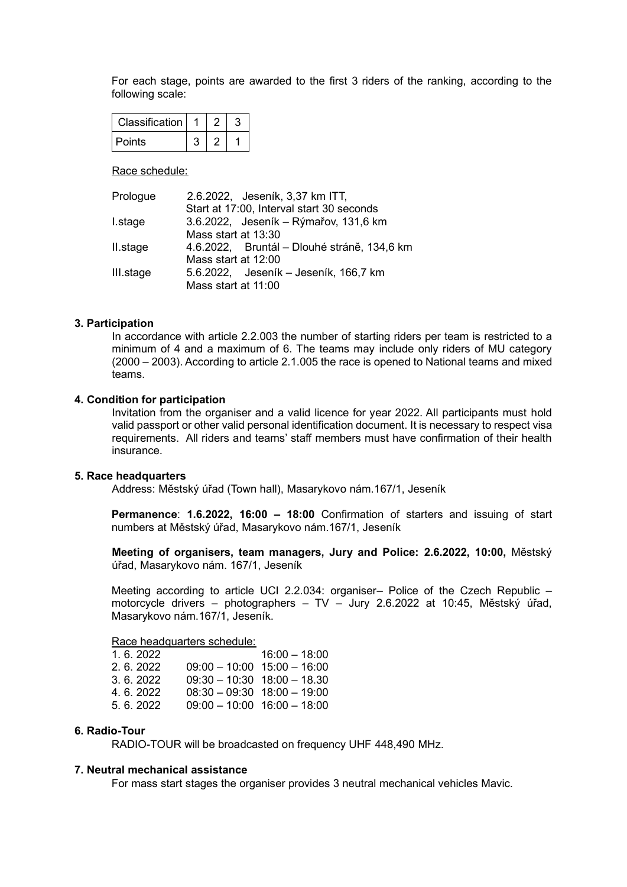For each stage, points are awarded to the first 3 riders of the ranking, according to the following scale:

| Classification | 1 | 2 | 3 |
|---|---|---|---|
| Points | 3 | 2 | 1 |

Race schedule:

| | |
|---|---|
| Prologue | 2.6.2022, Jeseník, 3,37 km ITT, Start at 17:00, Interval start 30 seconds |
| I.stage | 3.6.2022, Jeseník – Rýmařov, 131,6 km Mass start at 13:30 |
| II.stage | 4.6.2022, Bruntál – Dlouhé stráně, 134,6 km Mass start at 12:00 |
| III.stage | 5.6.2022, Jeseník – Jeseník, 166,7 km Mass start at 11:00 |

## 3. Participation

In accordance with article 2.2.003 the number of starting riders per team is restricted to a minimum of 4 and a maximum of 6. The teams may include only riders of MU category (2000 – 2003). According to article 2.1.005 the race is opened to National teams and mixed teams.

## 4. Condition for participation

Invitation from the organiser and a valid licence for year 2022. All participants must hold valid passport or other valid personal identification document. It is necessary to respect visa requirements. All riders and teams' staff members must have confirmation of their health insurance.

## 5. Race headquarters

Address: Městský úřad (Town hall), Masarykovo nám.167/1, Jeseník

**Permanence**: **1.6.2022, 16:00 – 18:00** Confirmation of starters and issuing of start numbers at Městský úřad, Masarykovo nám.167/1, Jeseník

**Meeting of organisers, team managers, Jury and Police: 2.6.2022, 10:00,** Městský úřad, Masarykovo nám. 167/1, Jeseník

Meeting according to article UCI 2.2.034: organiser– Police of the Czech Republic – motorcycle drivers – photographers – TV – Jury 2.6.2022 at 10:45, Městský úřad, Masarykovo nám.167/1, Jeseník.

Race headquarters schedule:

| | | |
|---|---|---|
| 1. 6. 2022 | | 16:00 – 18:00 |
| 2. 6. 2022 | 09:00 – 10:00 | 15:00 – 16:00 |
| 3. 6. 2022 | 09:30 – 10:30 | 18:00 – 18.30 |
| 4. 6. 2022 | 08:30 – 09:30 | 18:00 – 19:00 |
| 5. 6. 2022 | 09:00 – 10:00 | 16:00 – 18:00 |

## 6. Radio-Tour

RADIO-TOUR will be broadcasted on frequency UHF 448,490 MHz.

## 7. Neutral mechanical assistance

For mass start stages the organiser provides 3 neutral mechanical vehicles Mavic.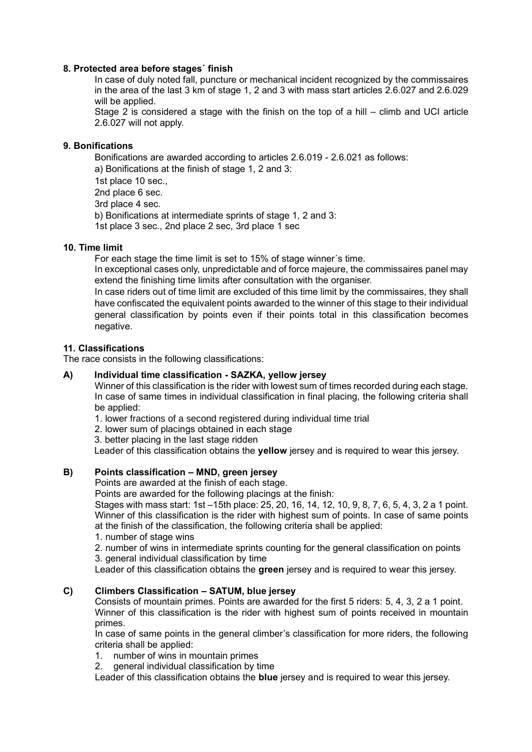**8. Protected area before stages´ finish**

In case of duly noted fall, puncture or mechanical incident recognized by the commissaires in the area of the last 3 km of stage 1, 2 and 3 with mass start articles 2.6.027 and 2.6.029 will be applied.

Stage 2 is considered a stage with the finish on the top of a hill – climb and UCI article 2.6.027 will not apply.

**9. Bonifications**

Bonifications are awarded according to articles 2.6.019 - 2.6.021 as follows:

a) Bonifications at the finish of stage 1, 2 and 3:

1st place 10 sec.,

2nd place 6 sec.

3rd place 4 sec.

b) Bonifications at intermediate sprints of stage 1, 2 and 3:

1st place 3 sec., 2nd place 2 sec, 3rd place 1 sec

**10. Time limit**

For each stage the time limit is set to 15% of stage winner´s time.

In exceptional cases only, unpredictable and of force majeure, the commissaires panel may extend the finishing time limits after consultation with the organiser.

In case riders out of time limit are excluded of this time limit by the commissaires, they shall have confiscated the equivalent points awarded to the winner of this stage to their individual general classification by points even if their points total in this classification becomes negative.

**11. Classifications**

The race consists in the following classifications:

**A) Individual time classification - SAZKA, yellow jersey**

Winner of this classification is the rider with lowest sum of times recorded during each stage. In case of same times in individual classification in final placing, the following criteria shall be applied:

1. lower fractions of a second registered during individual time trial
2. lower sum of placings obtained in each stage
3. better placing in the last stage ridden

Leader of this classification obtains the **yellow** jersey and is required to wear this jersey.

**B) Points classification – MND, green jersey**

Points are awarded at the finish of each stage.

Points are awarded for the following placings at the finish:

Stages with mass start: 1st –15th place: 25, 20, 16, 14, 12, 10, 9, 8, 7, 6, 5, 4, 3, 2 a 1 point.

Winner of this classification is the rider with highest sum of points. In case of same points at the finish of the classification, the following criteria shall be applied:

1. number of stage wins
2. number of wins in intermediate sprints counting for the general classification on points
3. general individual classification by time

Leader of this classification obtains the **green** jersey and is required to wear this jersey.

**C) Climbers Classification – SATUM, blue jersey**

Consists of mountain primes. Points are awarded for the first 5 riders: 5, 4, 3, 2 a 1 point.

Winner of this classification is the rider with highest sum of points received in mountain primes.

In case of same points in the general climber's classification for more riders, the following criteria shall be applied:

1. number of wins in mountain primes
2. general individual classification by time

Leader of this classification obtains the **blue** jersey and is required to wear this jersey.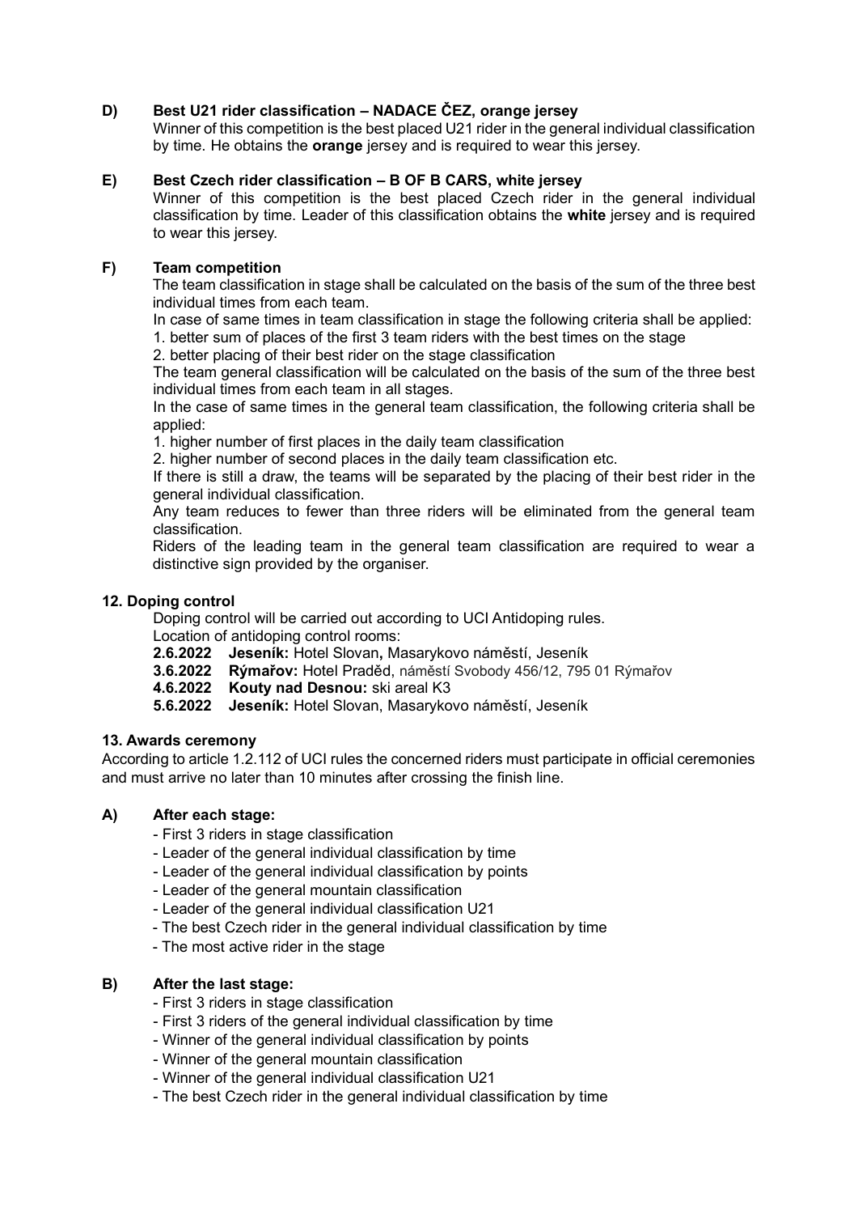### D) Best U21 rider classification – NADACE ČEZ, orange jersey

Winner of this competition is the best placed U21 rider in the general individual classification by time. He obtains the **orange** jersey and is required to wear this jersey.

### E) Best Czech rider classification – B OF B CARS, white jersey

Winner of this competition is the best placed Czech rider in the general individual classification by time. Leader of this classification obtains the **white** jersey and is required to wear this jersey.

### F) Team competition

The team classification in stage shall be calculated on the basis of the sum of the three best individual times from each team.

In case of same times in team classification in stage the following criteria shall be applied:

1. better sum of places of the first 3 team riders with the best times on the stage
2. better placing of their best rider on the stage classification

The team general classification will be calculated on the basis of the sum of the three best individual times from each team in all stages.

In the case of same times in the general team classification, the following criteria shall be applied:

1. higher number of first places in the daily team classification
2. higher number of second places in the daily team classification etc.

If there is still a draw, the teams will be separated by the placing of their best rider in the general individual classification.

Any team reduces to fewer than three riders will be eliminated from the general team classification.

Riders of the leading team in the general team classification are required to wear a distinctive sign provided by the organiser.

## 12. Doping control

Doping control will be carried out according to UCI Antidoping rules.

Location of antidoping control rooms:

**2.6.2022 Jeseník:** Hotel Slovan**,** Masarykovo náměstí, Jeseník
**3.6.2022 Rýmařov:** Hotel Praděd, náměstí Svobody 456/12, 795 01 Rýmařov
**4.6.2022 Kouty nad Desnou:** ski areal K3
**5.6.2022 Jeseník:** Hotel Slovan, Masarykovo náměstí, Jeseník

## 13. Awards ceremony

According to article 1.2.112 of UCI rules the concerned riders must participate in official ceremonies and must arrive no later than 10 minutes after crossing the finish line.

### A) After each stage:

- First 3 riders in stage classification
- Leader of the general individual classification by time
- Leader of the general individual classification by points
- Leader of the general mountain classification
- Leader of the general individual classification U21
- The best Czech rider in the general individual classification by time
- The most active rider in the stage

### B) After the last stage:

- First 3 riders in stage classification
- First 3 riders of the general individual classification by time
- Winner of the general individual classification by points
- Winner of the general mountain classification
- Winner of the general individual classification U21
- The best Czech rider in the general individual classification by time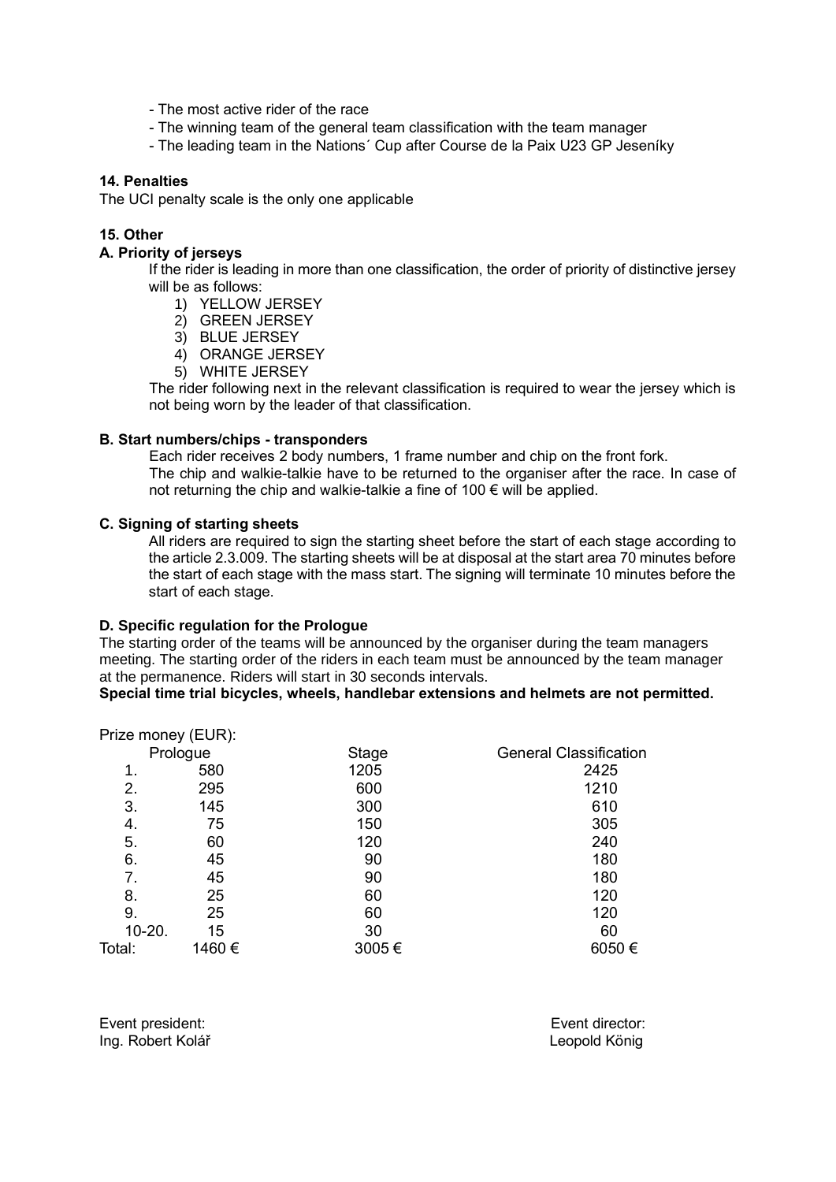- The most active rider of the race
- The winning team of the general team classification with the team manager
- The leading team in the Nations´ Cup after Course de la Paix U23 GP Jeseníky

**14. Penalties**

The UCI penalty scale is the only one applicable

**15. Other**

**A. Priority of jerseys**

If the rider is leading in more than one classification, the order of priority of distinctive jersey will be as follows:

1) YELLOW JERSEY
2) GREEN JERSEY
3) BLUE JERSEY
4) ORANGE JERSEY
5) WHITE JERSEY

The rider following next in the relevant classification is required to wear the jersey which is not being worn by the leader of that classification.

**B. Start numbers/chips - transponders**

Each rider receives 2 body numbers, 1 frame number and chip on the front fork.
The chip and walkie-talkie have to be returned to the organiser after the race. In case of not returning the chip and walkie-talkie a fine of 100 € will be applied.

**C. Signing of starting sheets**

All riders are required to sign the starting sheet before the start of each stage according to the article 2.3.009. The starting sheets will be at disposal at the start area 70 minutes before the start of each stage with the mass start. The signing will terminate 10 minutes before the start of each stage.

**D. Specific regulation for the Prologue**

The starting order of the teams will be announced by the organiser during the team managers meeting. The starting order of the riders in each team must be announced by the team manager at the permanence. Riders will start in 30 seconds intervals.

**Special time trial bicycles, wheels, handlebar extensions and helmets are not permitted.**

Prize money (EUR):

| | Prologue | Stage | General Classification |
|---|---|---|---|
| 1. | 580 | 1205 | 2425 |
| 2. | 295 | 600 | 1210 |
| 3. | 145 | 300 | 610 |
| 4. | 75 | 150 | 305 |
| 5. | 60 | 120 | 240 |
| 6. | 45 | 90 | 180 |
| 7. | 45 | 90 | 180 |
| 8. | 25 | 60 | 120 |
| 9. | 25 | 60 | 120 |
| 10-20. | 15 | 30 | 60 |
| Total: | 1460 € | 3005 € | 6050 € |

Event president:
Ing. Robert Kolář

Event director:
Leopold König